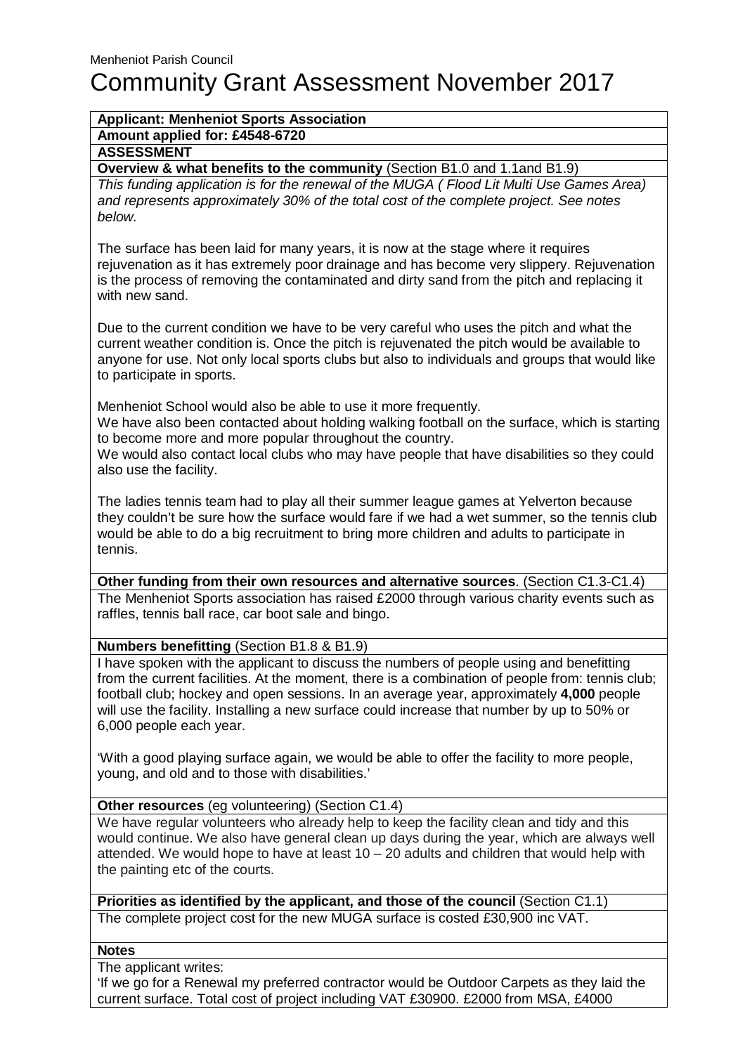Menheniot Parish Council

# Community Grant Assessment November 2017

**Applicant: Menheniot Sports Association**

**Amount applied for: £4548-6720**

**ASSESSMENT**

**Overview & what benefits to the community** (Section B1.0 and 1.1and B1.9)

*This funding application is for the renewal of the MUGA ( Flood Lit Multi Use Games Area) and represents approximately 30% of the total cost of the complete project. See notes below.*

The surface has been laid for many years, it is now at the stage where it requires rejuvenation as it has extremely poor drainage and has become very slippery. Rejuvenation is the process of removing the contaminated and dirty sand from the pitch and replacing it with new sand.

Due to the current condition we have to be very careful who uses the pitch and what the current weather condition is. Once the pitch is rejuvenated the pitch would be available to anyone for use. Not only local sports clubs but also to individuals and groups that would like to participate in sports.

Menheniot School would also be able to use it more frequently.
We have also been contacted about holding walking football on the surface, which is starting to become more and more popular throughout the country.
We would also contact local clubs who may have people that have disabilities so they could also use the facility.

The ladies tennis team had to play all their summer league games at Yelverton because they couldn't be sure how the surface would fare if we had a wet summer, so the tennis club would be able to do a big recruitment to bring more children and adults to participate in tennis.

**Other funding from their own resources and alternative sources**. (Section C1.3-C1.4)

The Menheniot Sports association has raised £2000 through various charity events such as raffles, tennis ball race, car boot sale and bingo.

**Numbers benefitting** (Section B1.8 & B1.9)

I have spoken with the applicant to discuss the numbers of people using and benefitting from the current facilities. At the moment, there is a combination of people from: tennis club; football club; hockey and open sessions. In an average year, approximately **4,000** people will use the facility. Installing a new surface could increase that number by up to 50% or 6,000 people each year.

'With a good playing surface again, we would be able to offer the facility to more people, young, and old and to those with disabilities.'

**Other resources** (eg volunteering) (Section C1.4)

We have regular volunteers who already help to keep the facility clean and tidy and this would continue. We also have general clean up days during the year, which are always well attended. We would hope to have at least 10 – 20 adults and children that would help with the painting etc of the courts.

**Priorities as identified by the applicant, and those of the council** (Section C1.1)

The complete project cost for the new MUGA surface is costed £30,900 inc VAT.

**Notes**

The applicant writes:
'If we go for a Renewal my preferred contractor would be Outdoor Carpets as they laid the current surface. Total cost of project including VAT £30900. £2000 from MSA, £4000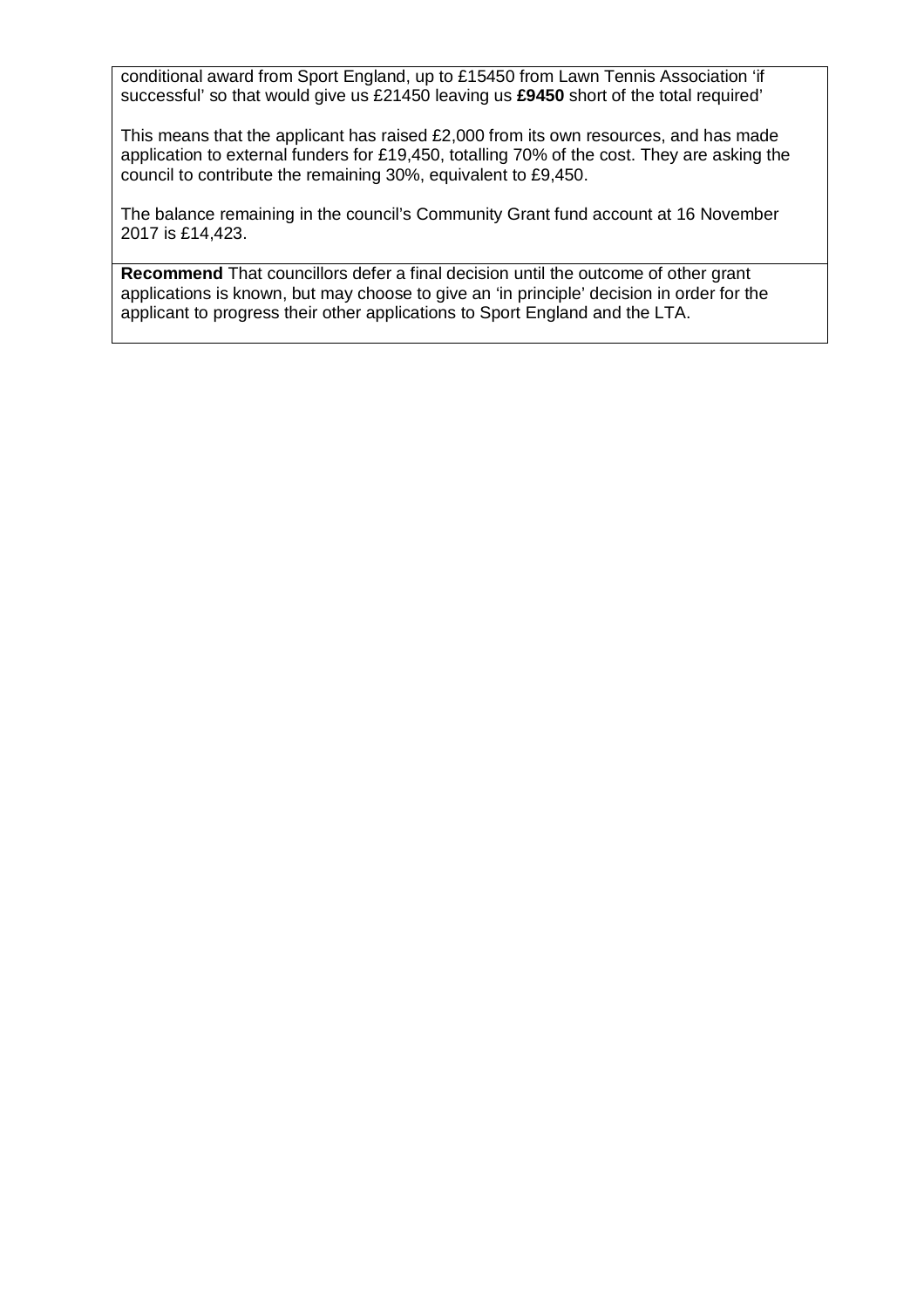conditional award from Sport England, up to £15450 from Lawn Tennis Association 'if successful' so that would give us £21450 leaving us **£9450** short of the total required'

This means that the applicant has raised £2,000 from its own resources, and has made application to external funders for £19,450, totalling 70% of the cost. They are asking the council to contribute the remaining 30%, equivalent to £9,450.

The balance remaining in the council's Community Grant fund account at 16 November 2017 is £14,423.

**Recommend** That councillors defer a final decision until the outcome of other grant applications is known, but may choose to give an 'in principle' decision in order for the applicant to progress their other applications to Sport England and the LTA.